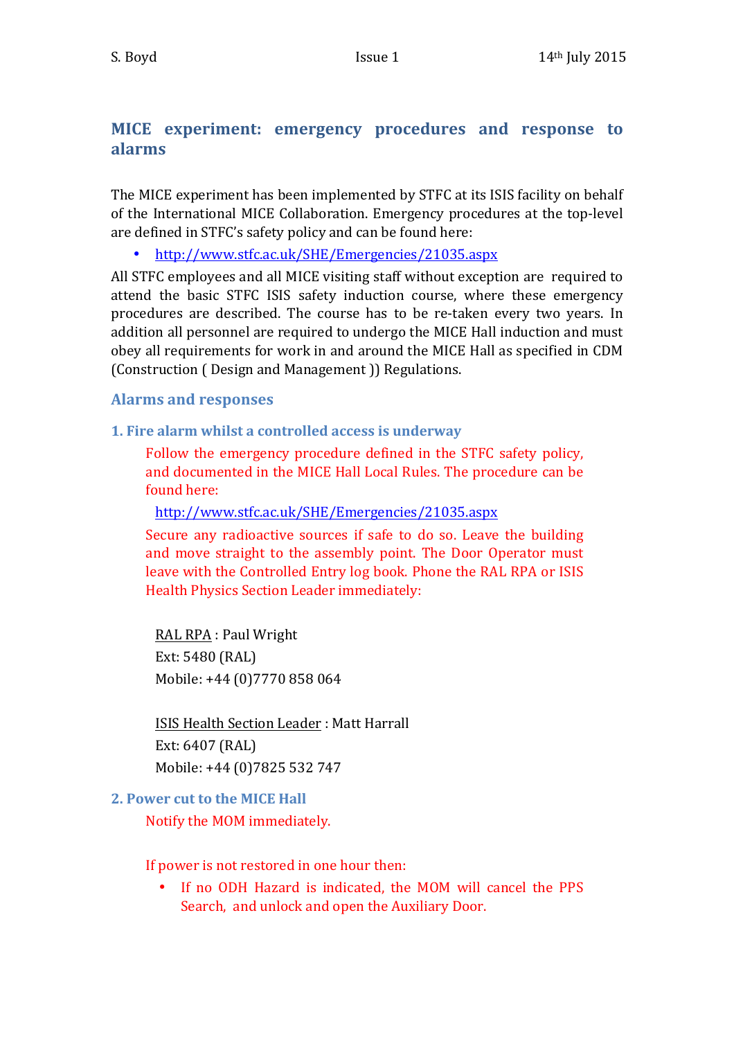S. Boyd Issue 1 14th July 2015

# MICE experiment: emergency procedures and response to alarms

The MICE experiment has been implemented by STFC at its ISIS facility on behalf of the International MICE Collaboration. Emergency procedures at the top-level are defined in STFC's safety policy and can be found here:

- http://www.stfc.ac.uk/SHE/Emergencies/21035.aspx

All STFC employees and all MICE visiting staff without exception are required to attend the basic STFC ISIS safety induction course, where these emergency procedures are described. The course has to be re-taken every two years. In addition all personnel are required to undergo the MICE Hall induction and must obey all requirements for work in and around the MICE Hall as specified in CDM (Construction ( Design and Management )) Regulations.

## Alarms and responses

### 1. Fire alarm whilst a controlled access is underway

Follow the emergency procedure defined in the STFC safety policy, and documented in the MICE Hall Local Rules. The procedure can be found here:

http://www.stfc.ac.uk/SHE/Emergencies/21035.aspx

Secure any radioactive sources if safe to do so. Leave the building and move straight to the assembly point. The Door Operator must leave with the Controlled Entry log book. Phone the RAL RPA or ISIS Health Physics Section Leader immediately:

RAL RPA : Paul Wright
Ext: 5480 (RAL)
Mobile: +44 (0)7770 858 064

ISIS Health Section Leader : Matt Harrall
Ext: 6407 (RAL)
Mobile: +44 (0)7825 532 747

### 2. Power cut to the MICE Hall

Notify the MOM immediately.

If power is not restored in one hour then:

- If no ODH Hazard is indicated, the MOM will cancel the PPS Search, and unlock and open the Auxiliary Door.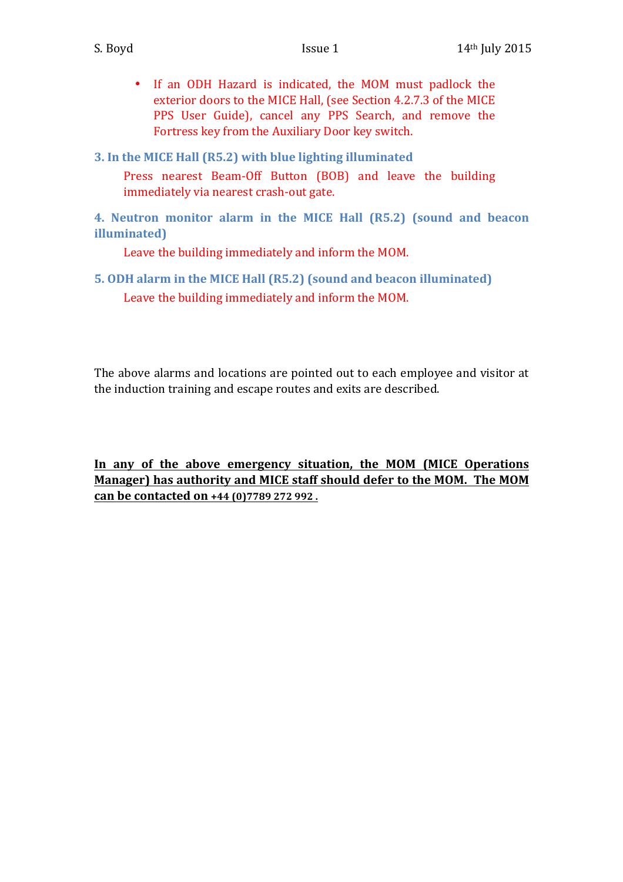- If an ODH Hazard is indicated, the MOM must padlock the exterior doors to the MICE Hall, (see Section 4.2.7.3 of the MICE PPS User Guide), cancel any PPS Search, and remove the Fortress key from the Auxiliary Door key switch.

### 3. In the MICE Hall (R5.2) with blue lighting illuminated

Press nearest Beam-Off Button (BOB) and leave the building immediately via nearest crash-out gate.

### 4. Neutron monitor alarm in the MICE Hall (R5.2) (sound and beacon illuminated)

Leave the building immediately and inform the MOM.

### 5. ODH alarm in the MICE Hall (R5.2) (sound and beacon illuminated)

Leave the building immediately and inform the MOM.

The above alarms and locations are pointed out to each employee and visitor at the induction training and escape routes and exits are described.

**In any of the above emergency situation, the MOM (MICE Operations Manager) has authority and MICE staff should defer to the MOM. The MOM can be contacted on +44 (0)7789 272 992 .**